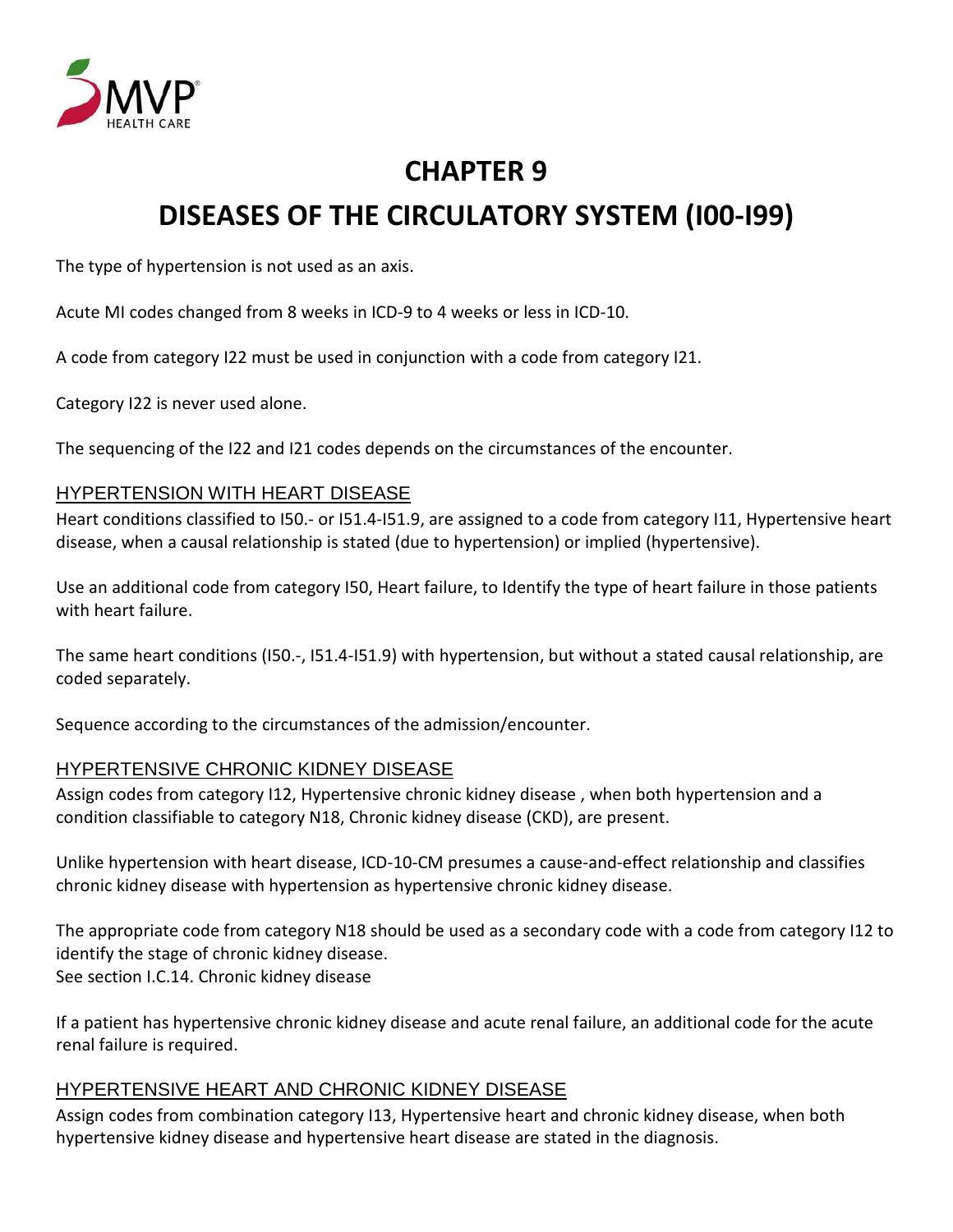# CHAPTER 9

# DISEASES OF THE CIRCULATORY SYSTEM (I00-I99)

The type of hypertension is not used as an axis.

Acute MI codes changed from 8 weeks in ICD-9 to 4 weeks or less in ICD-10.

A code from category I22 must be used in conjunction with a code from category I21.

Category I22 is never used alone.

The sequencing of the I22 and I21 codes depends on the circumstances of the encounter.

## HYPERTENSION WITH HEART DISEASE

Heart conditions classified to I50.- or I51.4-I51.9, are assigned to a code from category I11, Hypertensive heart disease, when a causal relationship is stated (due to hypertension) or implied (hypertensive).

Use an additional code from category I50, Heart failure, to Identify the type of heart failure in those patients with heart failure.

The same heart conditions (I50.-, I51.4-I51.9) with hypertension, but without a stated causal relationship, are coded separately.

Sequence according to the circumstances of the admission/encounter.

## HYPERTENSIVE CHRONIC KIDNEY DISEASE

Assign codes from category I12, Hypertensive chronic kidney disease , when both hypertension and a condition classifiable to category N18, Chronic kidney disease (CKD), are present.

Unlike hypertension with heart disease, ICD-10-CM presumes a cause-and-effect relationship and classifies chronic kidney disease with hypertension as hypertensive chronic kidney disease.

The appropriate code from category N18 should be used as a secondary code with a code from category I12 to identify the stage of chronic kidney disease.
See section I.C.14. Chronic kidney disease

If a patient has hypertensive chronic kidney disease and acute renal failure, an additional code for the acute renal failure is required.

## HYPERTENSIVE HEART AND CHRONIC KIDNEY DISEASE

Assign codes from combination category I13, Hypertensive heart and chronic kidney disease, when both hypertensive kidney disease and hypertensive heart disease are stated in the diagnosis.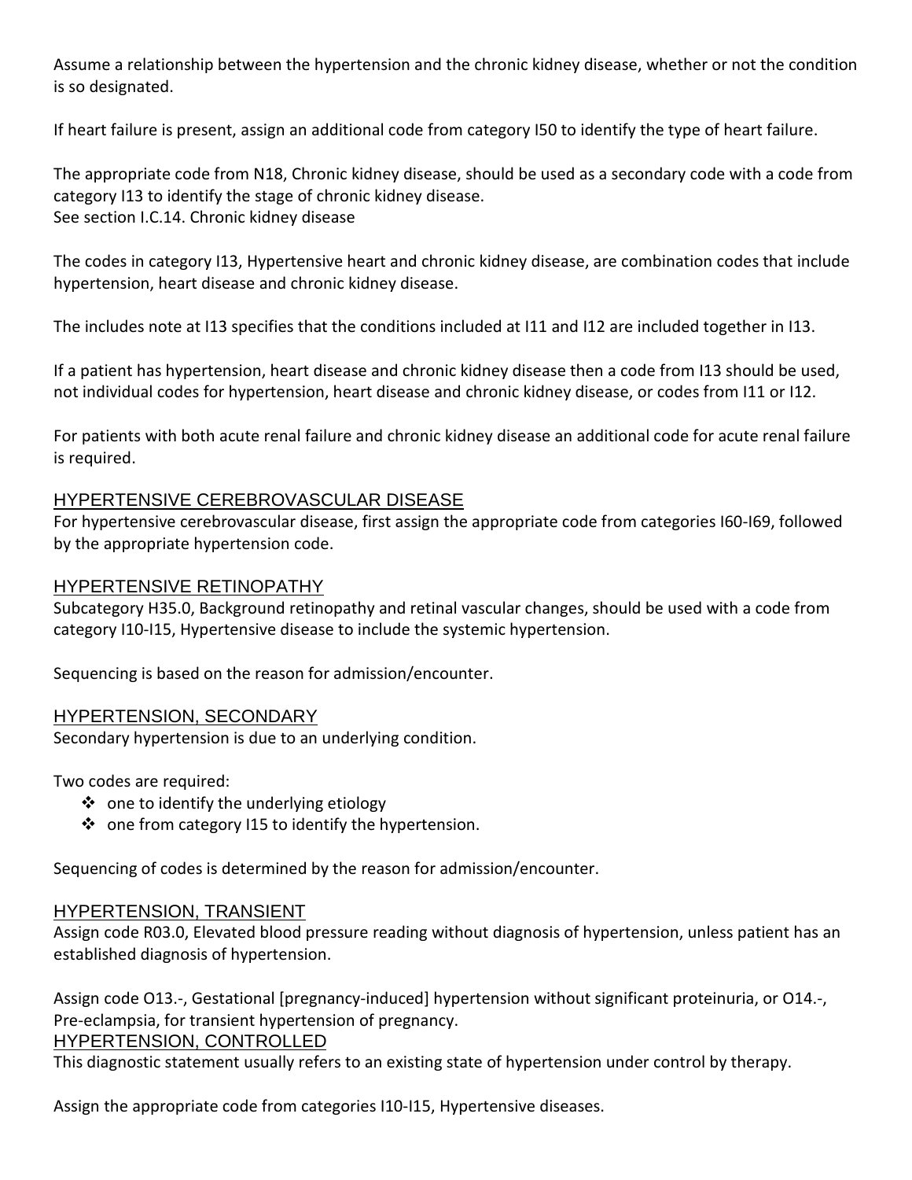Assume a relationship between the hypertension and the chronic kidney disease, whether or not the condition is so designated.

If heart failure is present, assign an additional code from category I50 to identify the type of heart failure.

The appropriate code from N18, Chronic kidney disease, should be used as a secondary code with a code from category I13 to identify the stage of chronic kidney disease.
See section I.C.14. Chronic kidney disease

The codes in category I13, Hypertensive heart and chronic kidney disease, are combination codes that include hypertension, heart disease and chronic kidney disease.

The includes note at I13 specifies that the conditions included at I11 and I12 are included together in I13.

If a patient has hypertension, heart disease and chronic kidney disease then a code from I13 should be used, not individual codes for hypertension, heart disease and chronic kidney disease, or codes from I11 or I12.

For patients with both acute renal failure and chronic kidney disease an additional code for acute renal failure is required.

## HYPERTENSIVE CEREBROVASCULAR DISEASE

For hypertensive cerebrovascular disease, first assign the appropriate code from categories I60-I69, followed by the appropriate hypertension code.

## HYPERTENSIVE RETINOPATHY

Subcategory H35.0, Background retinopathy and retinal vascular changes, should be used with a code from category I10-I15, Hypertensive disease to include the systemic hypertension.

Sequencing is based on the reason for admission/encounter.

## HYPERTENSION, SECONDARY

Secondary hypertension is due to an underlying condition.

Two codes are required:

- one to identify the underlying etiology
- one from category I15 to identify the hypertension.

Sequencing of codes is determined by the reason for admission/encounter.

## HYPERTENSION, TRANSIENT

Assign code R03.0, Elevated blood pressure reading without diagnosis of hypertension, unless patient has an established diagnosis of hypertension.

Assign code O13.-, Gestational [pregnancy-induced] hypertension without significant proteinuria, or O14.-, Pre-eclampsia, for transient hypertension of pregnancy.

## HYPERTENSION, CONTROLLED

This diagnostic statement usually refers to an existing state of hypertension under control by therapy.

Assign the appropriate code from categories I10-I15, Hypertensive diseases.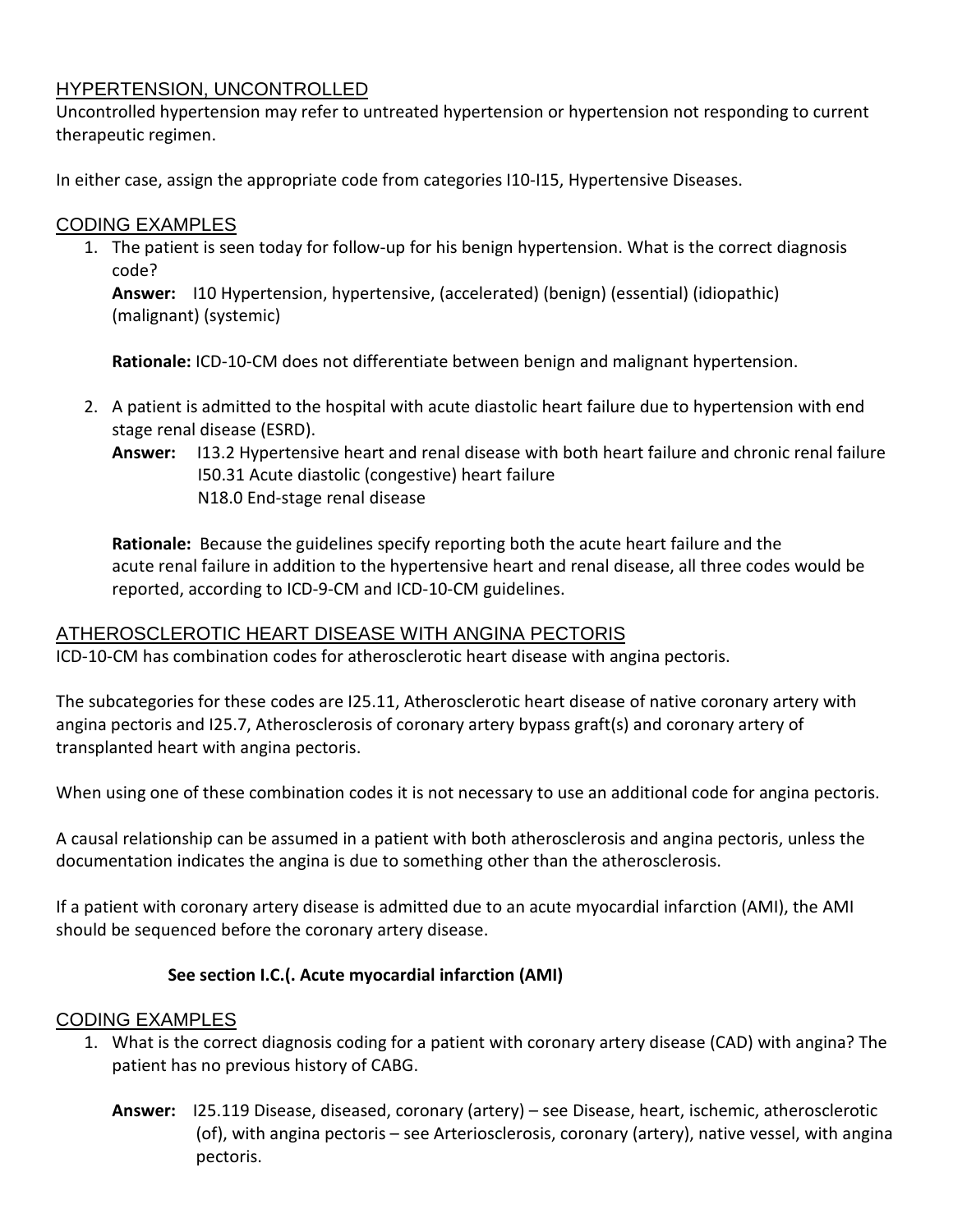## HYPERTENSION, UNCONTROLLED

Uncontrolled hypertension may refer to untreated hypertension or hypertension not responding to current therapeutic regimen.

In either case, assign the appropriate code from categories I10-I15, Hypertensive Diseases.

## CODING EXAMPLES

1. The patient is seen today for follow-up for his benign hypertension. What is the correct diagnosis code?

   **Answer:** I10 Hypertension, hypertensive, (accelerated) (benign) (essential) (idiopathic) (malignant) (systemic)

   **Rationale:** ICD-10-CM does not differentiate between benign and malignant hypertension.

2. A patient is admitted to the hospital with acute diastolic heart failure due to hypertension with end stage renal disease (ESRD).

   **Answer:** I13.2 Hypertensive heart and renal disease with both heart failure and chronic renal failure
   I50.31 Acute diastolic (congestive) heart failure
   N18.0 End-stage renal disease

   **Rationale:** Because the guidelines specify reporting both the acute heart failure and the acute renal failure in addition to the hypertensive heart and renal disease, all three codes would be reported, according to ICD-9-CM and ICD-10-CM guidelines.

## ATHEROSCLEROTIC HEART DISEASE WITH ANGINA PECTORIS

ICD-10-CM has combination codes for atherosclerotic heart disease with angina pectoris.

The subcategories for these codes are I25.11, Atherosclerotic heart disease of native coronary artery with angina pectoris and I25.7, Atherosclerosis of coronary artery bypass graft(s) and coronary artery of transplanted heart with angina pectoris.

When using one of these combination codes it is not necessary to use an additional code for angina pectoris.

A causal relationship can be assumed in a patient with both atherosclerosis and angina pectoris, unless the documentation indicates the angina is due to something other than the atherosclerosis.

If a patient with coronary artery disease is admitted due to an acute myocardial infarction (AMI), the AMI should be sequenced before the coronary artery disease.

**See section I.C.(. Acute myocardial infarction (AMI)**

## CODING EXAMPLES

1. What is the correct diagnosis coding for a patient with coronary artery disease (CAD) with angina? The patient has no previous history of CABG.

   **Answer:** I25.119 Disease, diseased, coronary (artery) – see Disease, heart, ischemic, atherosclerotic (of), with angina pectoris – see Arteriosclerosis, coronary (artery), native vessel, with angina pectoris.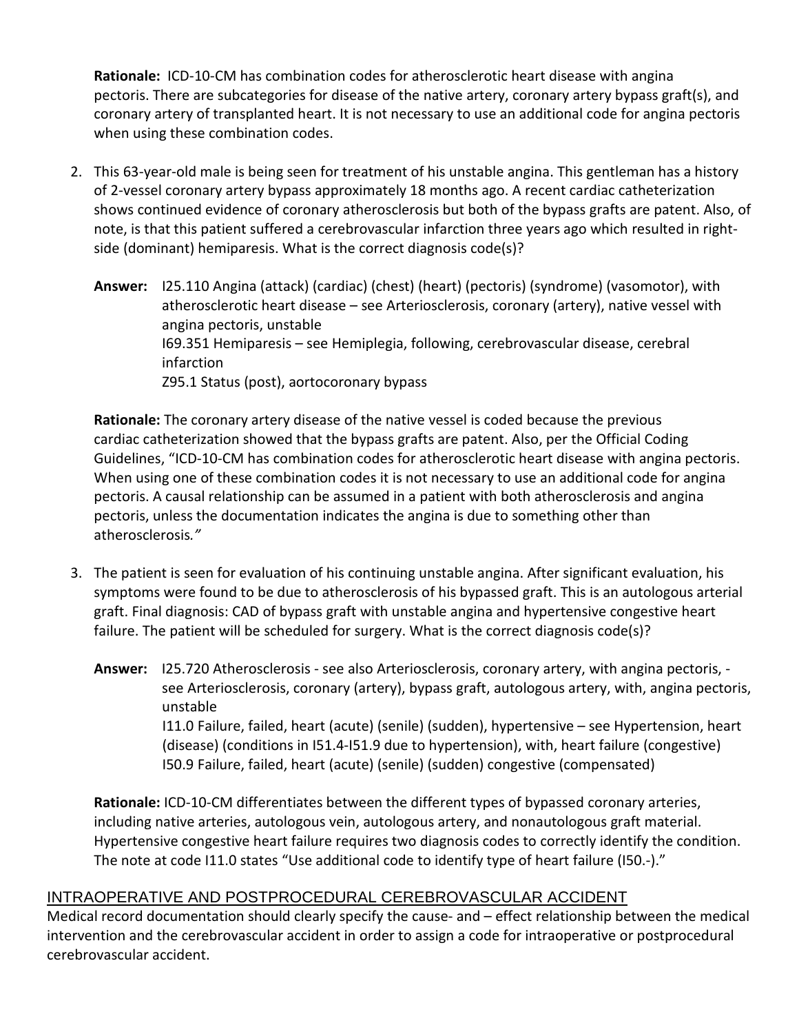**Rationale:** ICD-10-CM has combination codes for atherosclerotic heart disease with angina pectoris. There are subcategories for disease of the native artery, coronary artery bypass graft(s), and coronary artery of transplanted heart. It is not necessary to use an additional code for angina pectoris when using these combination codes.

2. This 63-year-old male is being seen for treatment of his unstable angina. This gentleman has a history of 2-vessel coronary artery bypass approximately 18 months ago. A recent cardiac catheterization shows continued evidence of coronary atherosclerosis but both of the bypass grafts are patent. Also, of note, is that this patient suffered a cerebrovascular infarction three years ago which resulted in right-side (dominant) hemiparesis. What is the correct diagnosis code(s)?

   **Answer:** I25.110 Angina (attack) (cardiac) (chest) (heart) (pectoris) (syndrome) (vasomotor), with atherosclerotic heart disease – see Arteriosclerosis, coronary (artery), native vessel with angina pectoris, unstable
   I69.351 Hemiparesis – see Hemiplegia, following, cerebrovascular disease, cerebral infarction
   Z95.1 Status (post), aortocoronary bypass

   **Rationale:** The coronary artery disease of the native vessel is coded because the previous cardiac catheterization showed that the bypass grafts are patent. Also, per the Official Coding Guidelines, "ICD-10-CM has combination codes for atherosclerotic heart disease with angina pectoris. When using one of these combination codes it is not necessary to use an additional code for angina pectoris. A causal relationship can be assumed in a patient with both atherosclerosis and angina pectoris, unless the documentation indicates the angina is due to something other than atherosclerosis*."*

3. The patient is seen for evaluation of his continuing unstable angina. After significant evaluation, his symptoms were found to be due to atherosclerosis of his bypassed graft. This is an autologous arterial graft. Final diagnosis: CAD of bypass graft with unstable angina and hypertensive congestive heart failure. The patient will be scheduled for surgery. What is the correct diagnosis code(s)?

   **Answer:** I25.720 Atherosclerosis - see also Arteriosclerosis, coronary artery, with angina pectoris, - see Arteriosclerosis, coronary (artery), bypass graft, autologous artery, with, angina pectoris, unstable
   I11.0 Failure, failed, heart (acute) (senile) (sudden), hypertensive – see Hypertension, heart (disease) (conditions in I51.4-I51.9 due to hypertension), with, heart failure (congestive)
   I50.9 Failure, failed, heart (acute) (senile) (sudden) congestive (compensated)

   **Rationale:** ICD-10-CM differentiates between the different types of bypassed coronary arteries, including native arteries, autologous vein, autologous artery, and nonautologous graft material. Hypertensive congestive heart failure requires two diagnosis codes to correctly identify the condition. The note at code I11.0 states "Use additional code to identify type of heart failure (I50.-)."

## INTRAOPERATIVE AND POSTPROCEDURAL CEREBROVASCULAR ACCIDENT

Medical record documentation should clearly specify the cause- and – effect relationship between the medical intervention and the cerebrovascular accident in order to assign a code for intraoperative or postprocedural cerebrovascular accident.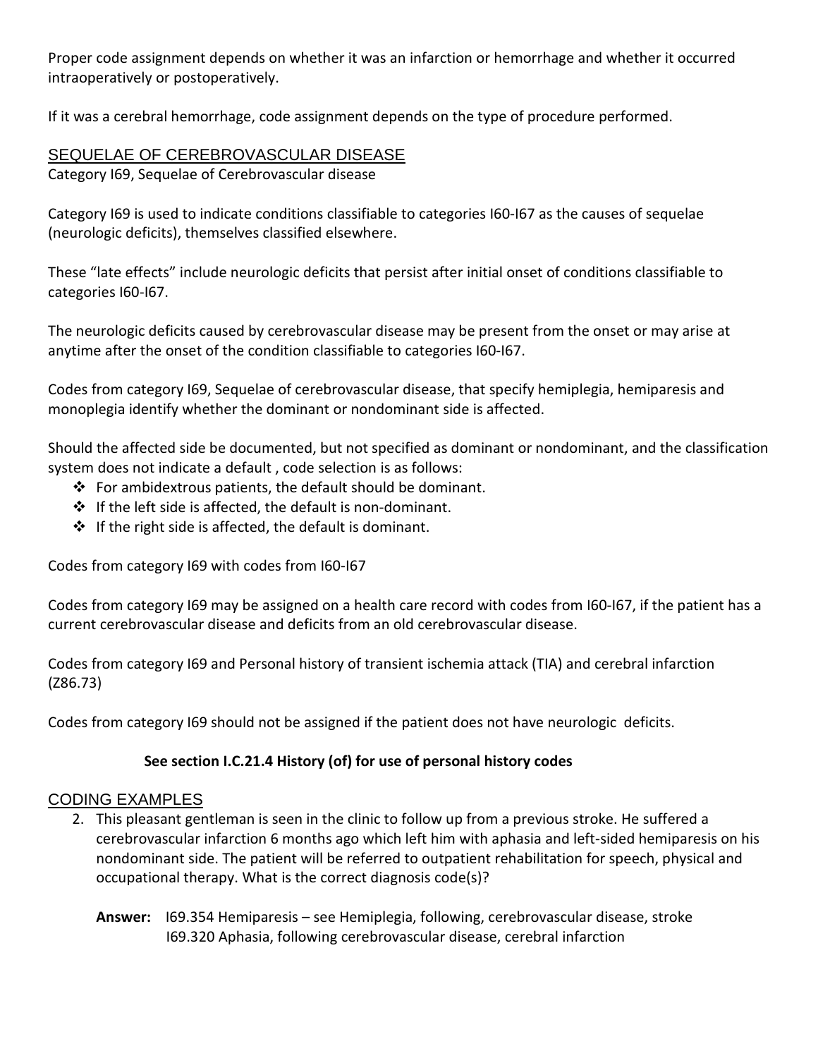Proper code assignment depends on whether it was an infarction or hemorrhage and whether it occurred intraoperatively or postoperatively.

If it was a cerebral hemorrhage, code assignment depends on the type of procedure performed.

## SEQUELAE OF CEREBROVASCULAR DISEASE

Category I69, Sequelae of Cerebrovascular disease

Category I69 is used to indicate conditions classifiable to categories I60-I67 as the causes of sequelae (neurologic deficits), themselves classified elsewhere.

These "late effects" include neurologic deficits that persist after initial onset of conditions classifiable to categories I60-I67.

The neurologic deficits caused by cerebrovascular disease may be present from the onset or may arise at anytime after the onset of the condition classifiable to categories I60-I67.

Codes from category I69, Sequelae of cerebrovascular disease, that specify hemiplegia, hemiparesis and monoplegia identify whether the dominant or nondominant side is affected.

Should the affected side be documented, but not specified as dominant or nondominant, and the classification system does not indicate a default , code selection is as follows:

- For ambidextrous patients, the default should be dominant.
- If the left side is affected, the default is non-dominant.
- If the right side is affected, the default is dominant.

Codes from category I69 with codes from I60-I67

Codes from category I69 may be assigned on a health care record with codes from I60-I67, if the patient has a current cerebrovascular disease and deficits from an old cerebrovascular disease.

Codes from category I69 and Personal history of transient ischemia attack (TIA) and cerebral infarction (Z86.73)

Codes from category I69 should not be assigned if the patient does not have neurologic deficits.

**See section I.C.21.4 History (of) for use of personal history codes**

## CODING EXAMPLES

2. This pleasant gentleman is seen in the clinic to follow up from a previous stroke. He suffered a cerebrovascular infarction 6 months ago which left him with aphasia and left-sided hemiparesis on his nondominant side. The patient will be referred to outpatient rehabilitation for speech, physical and occupational therapy. What is the correct diagnosis code(s)?

   **Answer:** I69.354 Hemiparesis – see Hemiplegia, following, cerebrovascular disease, stroke
   I69.320 Aphasia, following cerebrovascular disease, cerebral infarction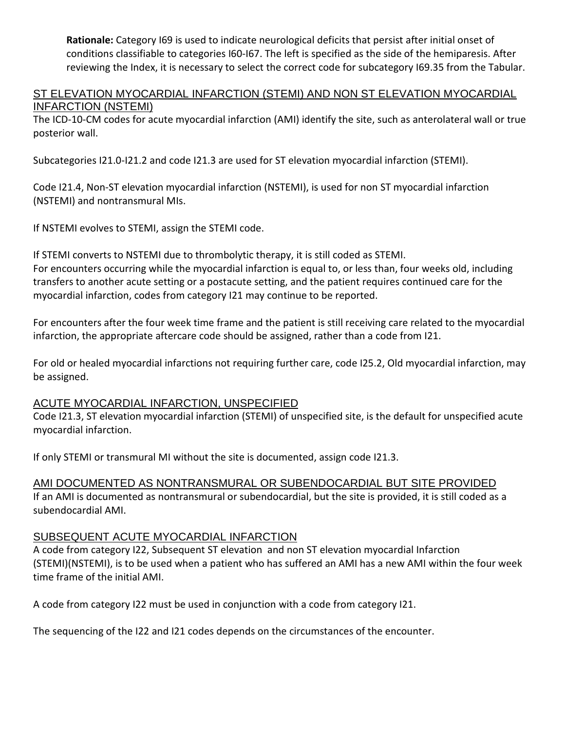**Rationale:** Category I69 is used to indicate neurological deficits that persist after initial onset of conditions classifiable to categories I60-I67. The left is specified as the side of the hemiparesis. After reviewing the Index, it is necessary to select the correct code for subcategory I69.35 from the Tabular.

## ST ELEVATION MYOCARDIAL INFARCTION (STEMI) AND NON ST ELEVATION MYOCARDIAL INFARCTION (NSTEMI)

The ICD-10-CM codes for acute myocardial infarction (AMI) identify the site, such as anterolateral wall or true posterior wall.

Subcategories I21.0-I21.2 and code I21.3 are used for ST elevation myocardial infarction (STEMI).

Code I21.4, Non-ST elevation myocardial infarction (NSTEMI), is used for non ST myocardial infarction (NSTEMI) and nontransmural MIs.

If NSTEMI evolves to STEMI, assign the STEMI code.

If STEMI converts to NSTEMI due to thrombolytic therapy, it is still coded as STEMI.
For encounters occurring while the myocardial infarction is equal to, or less than, four weeks old, including transfers to another acute setting or a postacute setting, and the patient requires continued care for the myocardial infarction, codes from category I21 may continue to be reported.

For encounters after the four week time frame and the patient is still receiving care related to the myocardial infarction, the appropriate aftercare code should be assigned, rather than a code from I21.

For old or healed myocardial infarctions not requiring further care, code I25.2, Old myocardial infarction, may be assigned.

## ACUTE MYOCARDIAL INFARCTION, UNSPECIFIED

Code I21.3, ST elevation myocardial infarction (STEMI) of unspecified site, is the default for unspecified acute myocardial infarction.

If only STEMI or transmural MI without the site is documented, assign code I21.3.

## AMI DOCUMENTED AS NONTRANSMURAL OR SUBENDOCARDIAL BUT SITE PROVIDED

If an AMI is documented as nontransmural or subendocardial, but the site is provided, it is still coded as a subendocardial AMI.

## SUBSEQUENT ACUTE MYOCARDIAL INFARCTION

A code from category I22, Subsequent ST elevation and non ST elevation myocardial Infarction (STEMI)(NSTEMI), is to be used when a patient who has suffered an AMI has a new AMI within the four week time frame of the initial AMI.

A code from category I22 must be used in conjunction with a code from category I21.

The sequencing of the I22 and I21 codes depends on the circumstances of the encounter.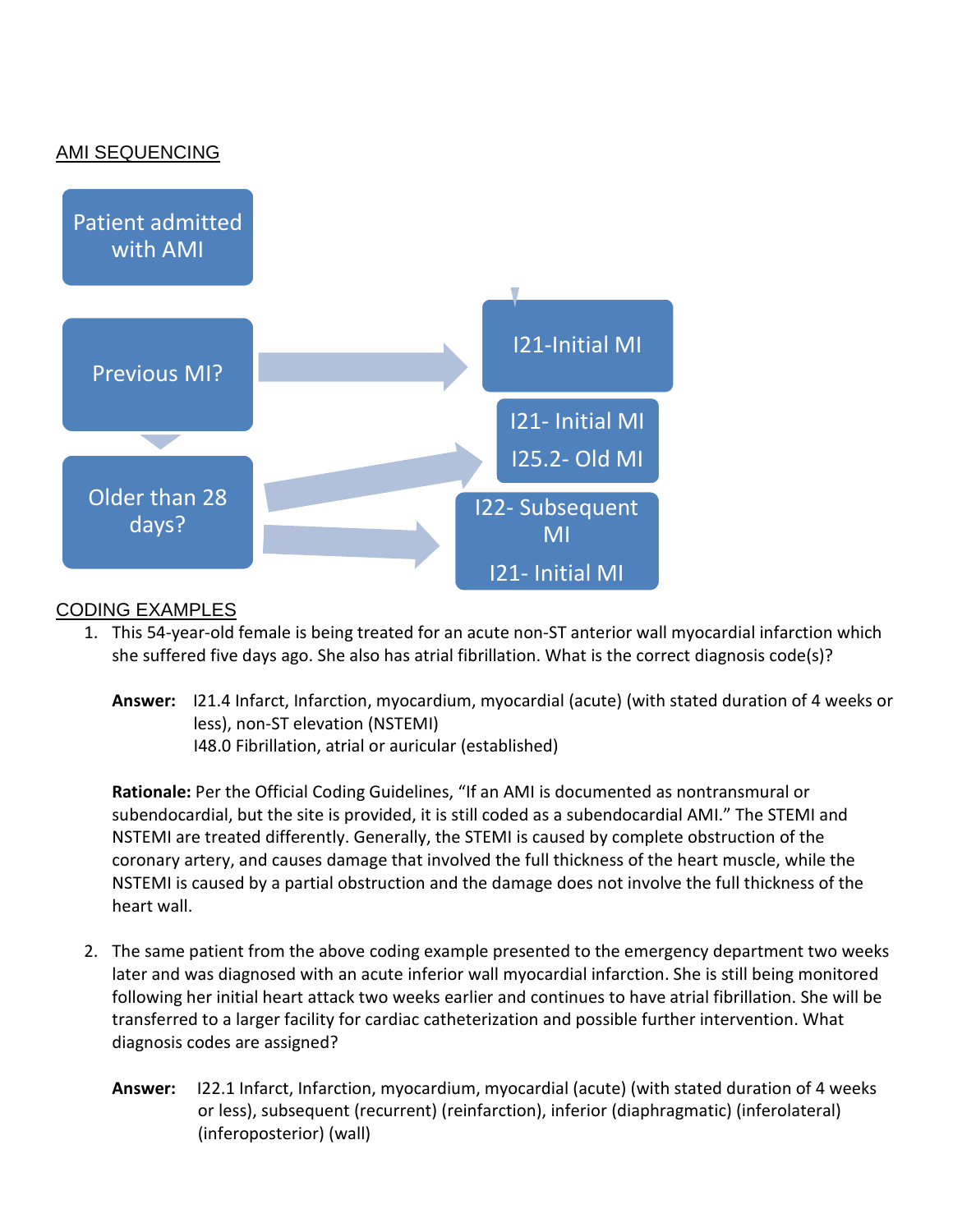AMI SEQUENCING

Patient admitted with AMI

Previous MI? → I21-Initial MI

Older than 28 days? → I21- Initial MI, I25.2- Old MI

→ I22- Subsequent MI, I21- Initial MI

CODING EXAMPLES

1. This 54-year-old female is being treated for an acute non-ST anterior wall myocardial infarction which she suffered five days ago. She also has atrial fibrillation. What is the correct diagnosis code(s)?

   **Answer:** I21.4 Infarct, Infarction, myocardium, myocardial (acute) (with stated duration of 4 weeks or less), non-ST elevation (NSTEMI)
   I48.0 Fibrillation, atrial or auricular (established)

   **Rationale:** Per the Official Coding Guidelines, "If an AMI is documented as nontransmural or subendocardial, but the site is provided, it is still coded as a subendocardial AMI." The STEMI and NSTEMI are treated differently. Generally, the STEMI is caused by complete obstruction of the coronary artery, and causes damage that involved the full thickness of the heart muscle, while the NSTEMI is caused by a partial obstruction and the damage does not involve the full thickness of the heart wall.

2. The same patient from the above coding example presented to the emergency department two weeks later and was diagnosed with an acute inferior wall myocardial infarction. She is still being monitored following her initial heart attack two weeks earlier and continues to have atrial fibrillation. She will be transferred to a larger facility for cardiac catheterization and possible further intervention. What diagnosis codes are assigned?

   **Answer:** I22.1 Infarct, Infarction, myocardium, myocardial (acute) (with stated duration of 4 weeks or less), subsequent (recurrent) (reinfarction), inferior (diaphragmatic) (inferolateral) (inferoposterior) (wall)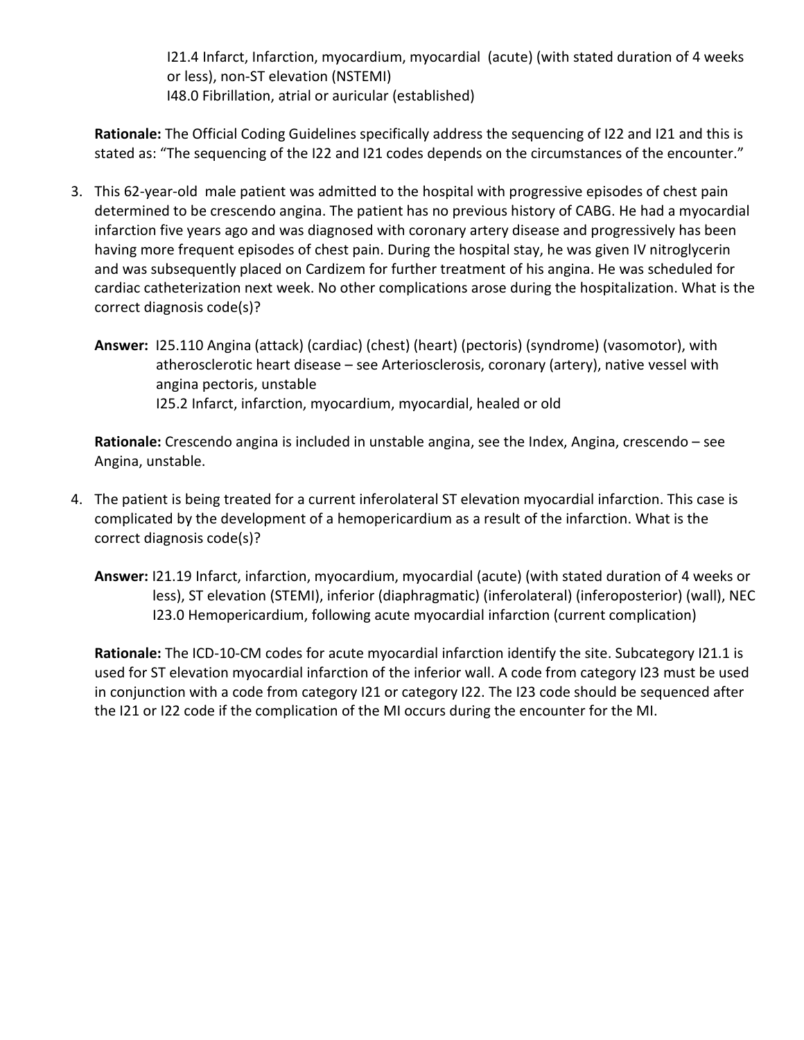I21.4 Infarct, Infarction, myocardium, myocardial (acute) (with stated duration of 4 weeks or less), non-ST elevation (NSTEMI)
I48.0 Fibrillation, atrial or auricular (established)

**Rationale:** The Official Coding Guidelines specifically address the sequencing of I22 and I21 and this is stated as: "The sequencing of the I22 and I21 codes depends on the circumstances of the encounter."

3. This 62-year-old male patient was admitted to the hospital with progressive episodes of chest pain determined to be crescendo angina. The patient has no previous history of CABG. He had a myocardial infarction five years ago and was diagnosed with coronary artery disease and progressively has been having more frequent episodes of chest pain. During the hospital stay, he was given IV nitroglycerin and was subsequently placed on Cardizem for further treatment of his angina. He was scheduled for cardiac catheterization next week. No other complications arose during the hospitalization. What is the correct diagnosis code(s)?

   **Answer:** I25.110 Angina (attack) (cardiac) (chest) (heart) (pectoris) (syndrome) (vasomotor), with atherosclerotic heart disease – see Arteriosclerosis, coronary (artery), native vessel with angina pectoris, unstable
   I25.2 Infarct, infarction, myocardium, myocardial, healed or old

   **Rationale:** Crescendo angina is included in unstable angina, see the Index, Angina, crescendo – see Angina, unstable.

4. The patient is being treated for a current inferolateral ST elevation myocardial infarction. This case is complicated by the development of a hemopericardium as a result of the infarction. What is the correct diagnosis code(s)?

   **Answer:** I21.19 Infarct, infarction, myocardium, myocardial (acute) (with stated duration of 4 weeks or less), ST elevation (STEMI), inferior (diaphragmatic) (inferolateral) (inferoposterior) (wall), NEC
   I23.0 Hemopericardium, following acute myocardial infarction (current complication)

   **Rationale:** The ICD-10-CM codes for acute myocardial infarction identify the site. Subcategory I21.1 is used for ST elevation myocardial infarction of the inferior wall. A code from category I23 must be used in conjunction with a code from category I21 or category I22. The I23 code should be sequenced after the I21 or I22 code if the complication of the MI occurs during the encounter for the MI.